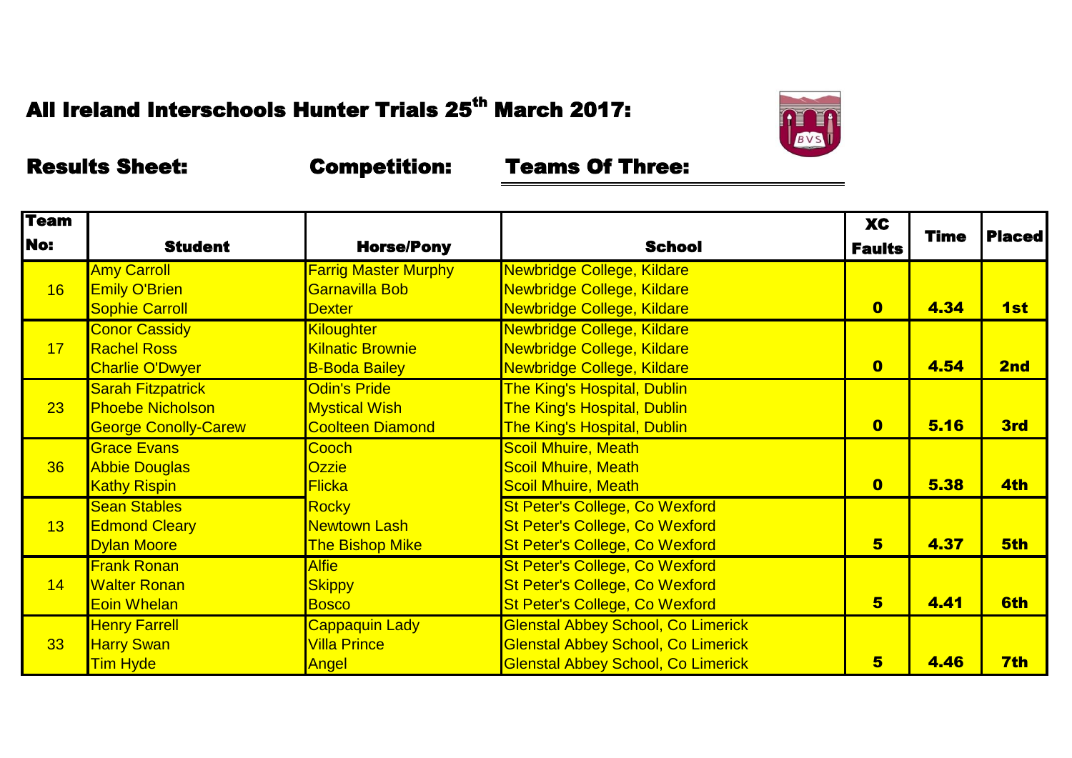# All Ireland Interschools Hunter Trials 25th March 2017:

**Results Sheet:** **Competition:** **Teams Of Three:**

| Team No: | Student | Horse/Pony | School | XC Faults | Time | Placed |
|---|---|---|---|---|---|---|
| 16 | Amy Carroll | Farrig Master Murphy | Newbridge College, Kildare | | | |
| | Emily O'Brien | Garnavilla Bob | Newbridge College, Kildare | | | |
| | Sophie Carroll | Dexter | Newbridge College, Kildare | 0 | 4.34 | 1st |
| 17 | Conor Cassidy | Kiloughter | Newbridge College, Kildare | | | |
| | Rachel Ross | Kilnatic Brownie | Newbridge College, Kildare | | | |
| | Charlie O'Dwyer | B-Boda Bailey | Newbridge College, Kildare | 0 | 4.54 | 2nd |
| 23 | Sarah Fitzpatrick | Odin's Pride | The King's Hospital, Dublin | | | |
| | Phoebe Nicholson | Mystical Wish | The King's Hospital, Dublin | | | |
| | George Conolly-Carew | Coolteen Diamond | The King's Hospital, Dublin | 0 | 5.16 | 3rd |
| 36 | Grace Evans | Cooch | Scoil Mhuire, Meath | | | |
| | Abbie Douglas | Ozzie | Scoil Mhuire, Meath | | | |
| | Kathy Rispin | Flicka | Scoil Mhuire, Meath | 0 | 5.38 | 4th |
| 13 | Sean Stables | Rocky | St Peter's College, Co Wexford | | | |
| | Edmond Cleary | Newtown Lash | St Peter's College, Co Wexford | | | |
| | Dylan Moore | The Bishop Mike | St Peter's College, Co Wexford | 5 | 4.37 | 5th |
| 14 | Frank Ronan | Alfie | St Peter's College, Co Wexford | | | |
| | Walter Ronan | Skippy | St Peter's College, Co Wexford | | | |
| | Eoin Whelan | Bosco | St Peter's College, Co Wexford | 5 | 4.41 | 6th |
| 33 | Henry Farrell | Cappaquin Lady | Glenstal Abbey School, Co Limerick | | | |
| | Harry Swan | Villa Prince | Glenstal Abbey School, Co Limerick | | | |
| | Tim Hyde | Angel | Glenstal Abbey School, Co Limerick | 5 | 4.46 | 7th |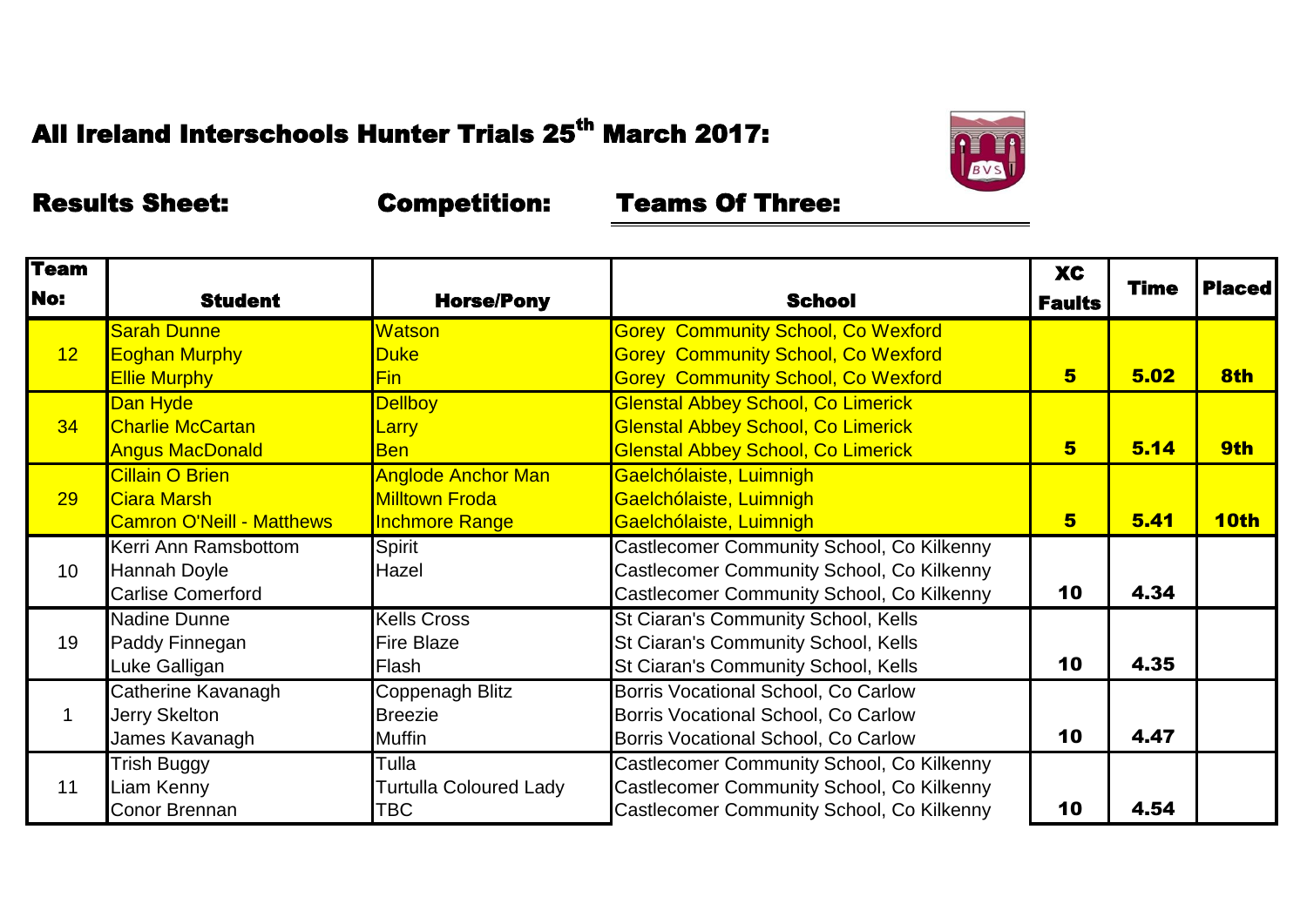# All Ireland Interschools Hunter Trials 25th March 2017:

**Results Sheet:** **Competition:** **Teams Of Three:**

| Team No: | Student | Horse/Pony | School | XC Faults | Time | Placed |
|---|---|---|---|---|---|---|
| 12 | Sarah Dunne<br>Eoghan Murphy<br>Ellie Murphy | Watson<br>Duke<br>Fin | Gorey Community School, Co Wexford<br>Gorey Community School, Co Wexford<br>Gorey Community School, Co Wexford | 5 | 5.02 | 8th |
| 34 | Dan Hyde<br>Charlie McCartan<br>Angus MacDonald | Dellboy<br>Larry<br>Ben | Glenstal Abbey School, Co Limerick<br>Glenstal Abbey School, Co Limerick<br>Glenstal Abbey School, Co Limerick | 5 | 5.14 | 9th |
| 29 | Cillain O Brien<br>Ciara Marsh<br>Camron O'Neill - Matthews | Anglode Anchor Man<br>Milltown Froda<br>Inchmore Range | Gaelchólaiste, Luimnigh<br>Gaelchólaiste, Luimnigh<br>Gaelchólaiste, Luimnigh | 5 | 5.41 | 10th |
| 10 | Kerri Ann Ramsbottom<br>Hannah Doyle<br>Carlise Comerford | Spirit<br>Hazel | Castlecomer Community School, Co Kilkenny<br>Castlecomer Community School, Co Kilkenny<br>Castlecomer Community School, Co Kilkenny | 10 | 4.34 | |
| 19 | Nadine Dunne<br>Paddy Finnegan<br>Luke Galligan | Kells Cross<br>Fire Blaze<br>Flash | St Ciaran's Community School, Kells<br>St Ciaran's Community School, Kells<br>St Ciaran's Community School, Kells | 10 | 4.35 | |
| 1 | Catherine Kavanagh<br>Jerry Skelton<br>James Kavanagh | Coppenagh Blitz<br>Breezie<br>Muffin | Borris Vocational School, Co Carlow<br>Borris Vocational School, Co Carlow<br>Borris Vocational School, Co Carlow | 10 | 4.47 | |
| 11 | Trish Buggy<br>Liam Kenny<br>Conor Brennan | Tulla<br>Turtulla Coloured Lady<br>TBC | Castlecomer Community School, Co Kilkenny<br>Castlecomer Community School, Co Kilkenny<br>Castlecomer Community School, Co Kilkenny | 10 | 4.54 | |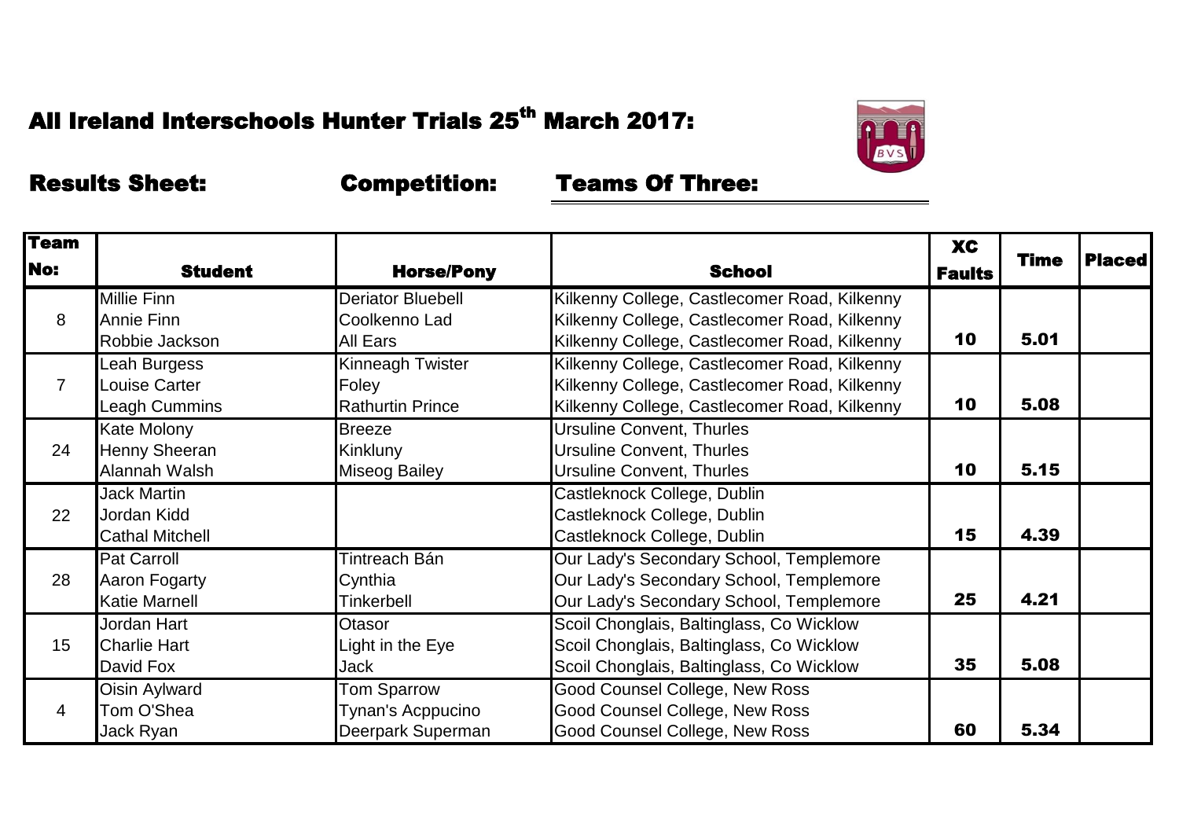# All Ireland Interschools Hunter Trials 25th March 2017:

**Results Sheet:** **Competition:** **Teams Of Three:**

| Team No: | Student | Horse/Pony | School | XC Faults | Time | Placed |
|---|---|---|---|---|---|---|
| 8 | Millie Finn | Deriator Bluebell | Kilkenny College, Castlecomer Road, Kilkenny | | | |
| | Annie Finn | Coolkenno Lad | Kilkenny College, Castlecomer Road, Kilkenny | | | |
| | Robbie Jackson | All Ears | Kilkenny College, Castlecomer Road, Kilkenny | 10 | 5.01 | |
| 7 | Leah Burgess | Kinneagh Twister | Kilkenny College, Castlecomer Road, Kilkenny | | | |
| | Louise Carter | Foley | Kilkenny College, Castlecomer Road, Kilkenny | | | |
| | Leagh Cummins | Rathurtin Prince | Kilkenny College, Castlecomer Road, Kilkenny | 10 | 5.08 | |
| 24 | Kate Molony | Breeze | Ursuline Convent, Thurles | | | |
| | Henny Sheeran | Kinkluny | Ursuline Convent, Thurles | | | |
| | Alannah Walsh | Miseog Bailey | Ursuline Convent, Thurles | 10 | 5.15 | |
| 22 | Jack Martin | | Castleknock College, Dublin | | | |
| | Jordan Kidd | | Castleknock College, Dublin | | | |
| | Cathal Mitchell | | Castleknock College, Dublin | 15 | 4.39 | |
| 28 | Pat Carroll | Tintreach Bán | Our Lady's Secondary School, Templemore | | | |
| | Aaron Fogarty | Cynthia | Our Lady's Secondary School, Templemore | | | |
| | Katie Marnell | Tinkerbell | Our Lady's Secondary School, Templemore | 25 | 4.21 | |
| 15 | Jordan Hart | Otasor | Scoil Chonglais, Baltinglass, Co Wicklow | | | |
| | Charlie Hart | Light in the Eye | Scoil Chonglais, Baltinglass, Co Wicklow | | | |
| | David Fox | Jack | Scoil Chonglais, Baltinglass, Co Wicklow | 35 | 5.08 | |
| 4 | Oisin Aylward | Tom Sparrow | Good Counsel College, New Ross | | | |
| | Tom O'Shea | Tynan's Acppucino | Good Counsel College, New Ross | | | |
| | Jack Ryan | Deerpark Superman | Good Counsel College, New Ross | 60 | 5.34 | |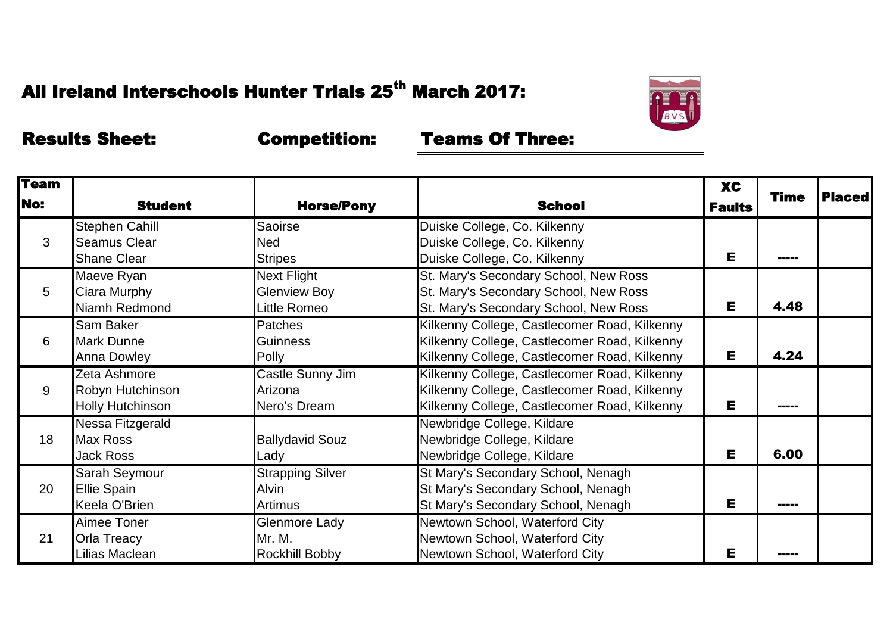# All Ireland Interschools Hunter Trials 25th March 2017:

**Results Sheet:** **Competition:** **Teams Of Three:**

| Team No: | Student | Horse/Pony | School | XC Faults | Time | Placed |
|---|---|---|---|---|---|---|
| 3 | Stephen Cahill | Saoirse | Duiske College, Co. Kilkenny | | | |
| | Seamus Clear | Ned | Duiske College, Co. Kilkenny | | | |
| | Shane Clear | Stripes | Duiske College, Co. Kilkenny | E | ----- | |
| 5 | Maeve Ryan | Next Flight | St. Mary's Secondary School, New Ross | | | |
| | Ciara Murphy | Glenview Boy | St. Mary's Secondary School, New Ross | | | |
| | Niamh Redmond | Little Romeo | St. Mary's Secondary School, New Ross | E | 4.48 | |
| 6 | Sam Baker | Patches | Kilkenny College, Castlecomer Road, Kilkenny | | | |
| | Mark Dunne | Guinness | Kilkenny College, Castlecomer Road, Kilkenny | | | |
| | Anna Dowley | Polly | Kilkenny College, Castlecomer Road, Kilkenny | E | 4.24 | |
| 9 | Zeta Ashmore | Castle Sunny Jim | Kilkenny College, Castlecomer Road, Kilkenny | | | |
| | Robyn Hutchinson | Arizona | Kilkenny College, Castlecomer Road, Kilkenny | | | |
| | Holly Hutchinson | Nero's Dream | Kilkenny College, Castlecomer Road, Kilkenny | E | ----- | |
| 18 | Nessa Fitzgerald | | Newbridge College, Kildare | | | |
| | Max Ross | Ballydavid Souz | Newbridge College, Kildare | | | |
| | Jack Ross | Lady | Newbridge College, Kildare | E | 6.00 | |
| 20 | Sarah Seymour | Strapping Silver | St Mary's Secondary School, Nenagh | | | |
| | Ellie Spain | Alvin | St Mary's Secondary School, Nenagh | | | |
| | Keela O'Brien | Artimus | St Mary's Secondary School, Nenagh | E | ----- | |
| 21 | Aimee Toner | Glenmore Lady | Newtown School, Waterford City | | | |
| | Orla Treacy | Mr. M. | Newtown School, Waterford City | | | |
| | Lilias Maclean | Rockhill Bobby | Newtown School, Waterford City | E | ----- | |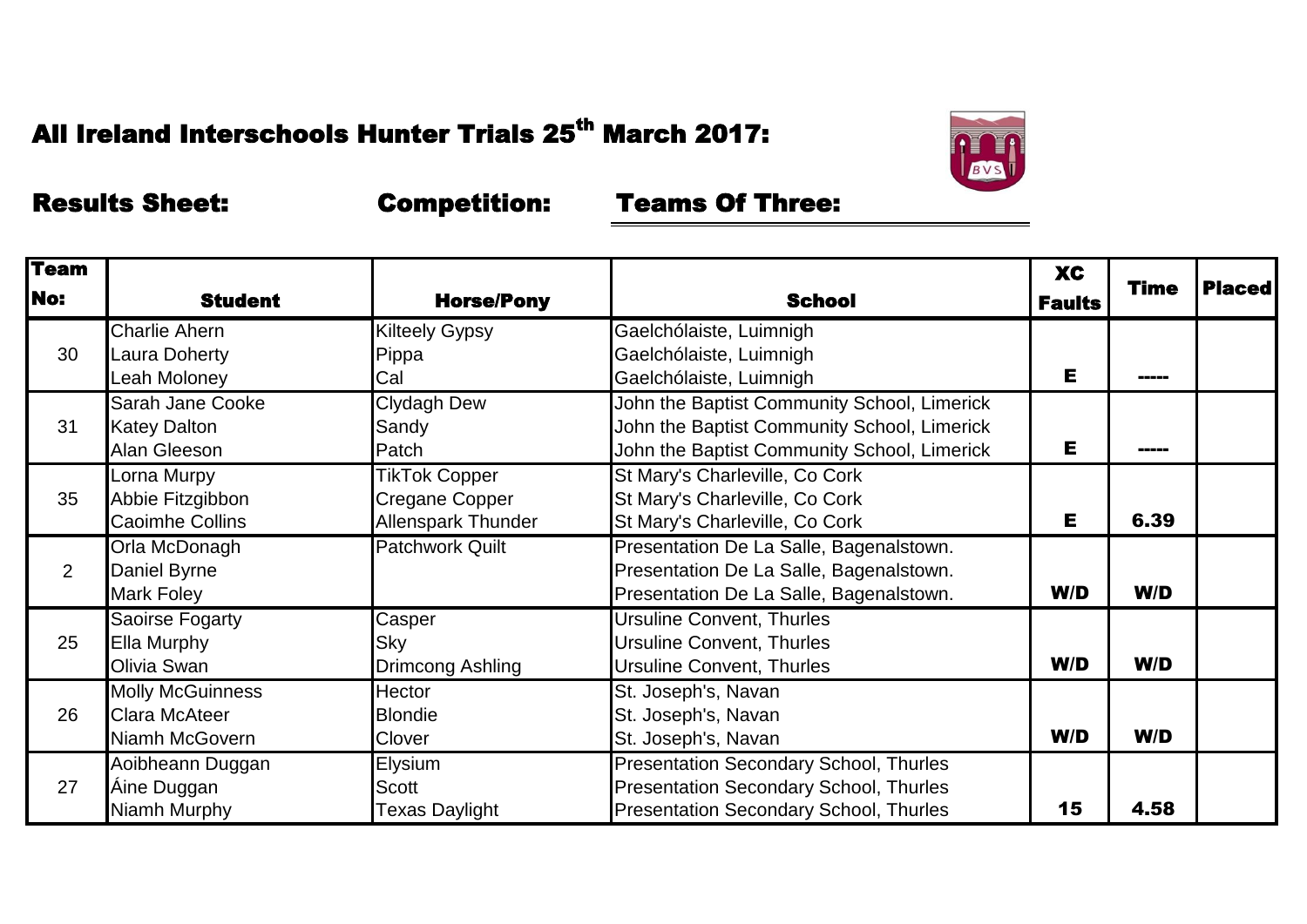# All Ireland Interschools Hunter Trials 25th March 2017:

**Results Sheet:** **Competition:** **Teams Of Three:**

| Team No: | Student | Horse/Pony | School | XC Faults | Time | Placed |
|---|---|---|---|---|---|---|
| 30 | Charlie Ahern | Kilteely Gypsy | Gaelchólaiste, Luimnigh | | | |
| | Laura Doherty | Pippa | Gaelchólaiste, Luimnigh | | | |
| | Leah Moloney | Cal | Gaelchólaiste, Luimnigh | E | ----- | |
| 31 | Sarah Jane Cooke | Clydagh Dew | John the Baptist Community School, Limerick | | | |
| | Katey Dalton | Sandy | John the Baptist Community School, Limerick | | | |
| | Alan Gleeson | Patch | John the Baptist Community School, Limerick | E | ----- | |
| 35 | Lorna Murpy | TikTok Copper | St Mary's Charleville, Co Cork | | | |
| | Abbie Fitzgibbon | Cregane Copper | St Mary's Charleville, Co Cork | | | |
| | Caoimhe Collins | Allenspark Thunder | St Mary's Charleville, Co Cork | E | 6.39 | |
| 2 | Orla McDonagh | Patchwork Quilt | Presentation De La Salle, Bagenalstown. | | | |
| | Daniel Byrne | | Presentation De La Salle, Bagenalstown. | | | |
| | Mark Foley | | Presentation De La Salle, Bagenalstown. | W/D | W/D | |
| 25 | Saoirse Fogarty | Casper | Ursuline Convent, Thurles | | | |
| | Ella Murphy | Sky | Ursuline Convent, Thurles | | | |
| | Olivia Swan | Drimcong Ashling | Ursuline Convent, Thurles | W/D | W/D | |
| 26 | Molly McGuinness | Hector | St. Joseph's, Navan | | | |
| | Clara McAteer | Blondie | St. Joseph's, Navan | | | |
| | Niamh McGovern | Clover | St. Joseph's, Navan | W/D | W/D | |
| 27 | Aoibheann Duggan | Elysium | Presentation Secondary School, Thurles | | | |
| | Áine Duggan | Scott | Presentation Secondary School, Thurles | | | |
| | Niamh Murphy | Texas Daylight | Presentation Secondary School, Thurles | 15 | 4.58 | |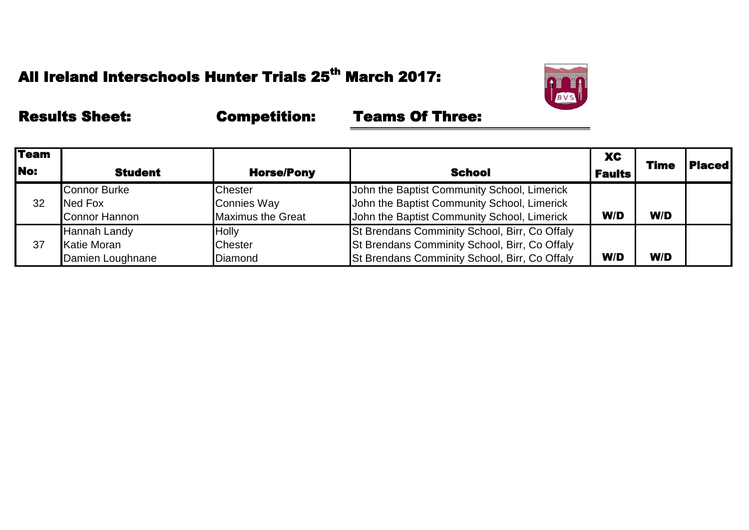# All Ireland Interschools Hunter Trials 25th March 2017:

**Results Sheet:** **Competition:** **Teams Of Three:**

| Team No: | Student | Horse/Pony | School | XC Faults | Time | Placed |
|---|---|---|---|---|---|---|
| 32 | Connor Burke | Chester | John the Baptist Community School, Limerick | | | |
| | Ned Fox | Connies Way | John the Baptist Community School, Limerick | | | |
| | Connor Hannon | Maximus the Great | John the Baptist Community School, Limerick | W/D | W/D | |
| 37 | Hannah Landy | Holly | St Brendans Comminity School, Birr, Co Offaly | | | |
| | Katie Moran | Chester | St Brendans Comminity School, Birr, Co Offaly | | | |
| | Damien Loughnane | Diamond | St Brendans Comminity School, Birr, Co Offaly | W/D | W/D | |